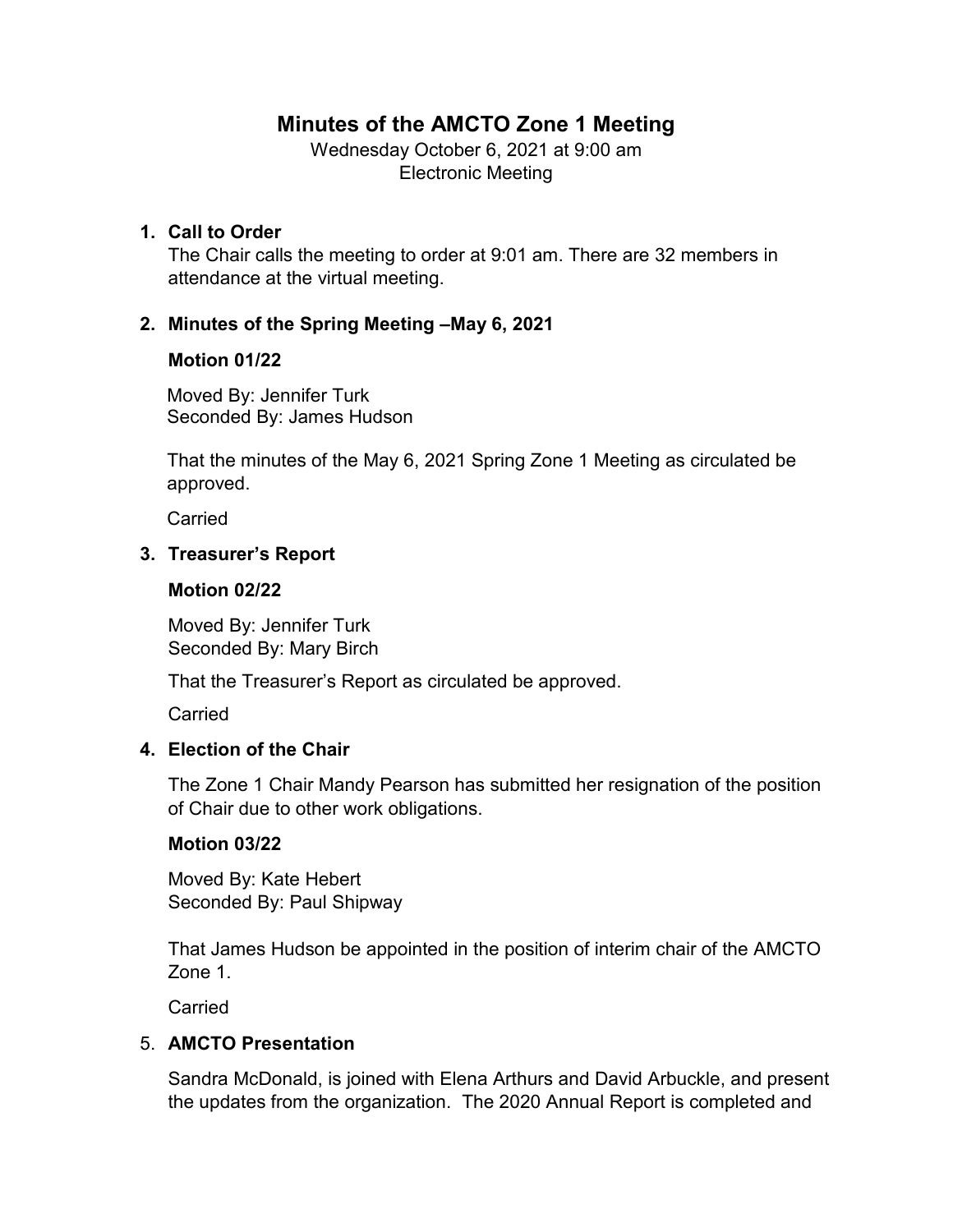# Minutes of the AMCTO Zone 1 Meeting

Wednesday October 6, 2021 at 9:00 am
Electronic Meeting

1. **Call to Order**

   The Chair calls the meeting to order at 9:01 am. There are 32 members in attendance at the virtual meeting.

2. **Minutes of the Spring Meeting –May 6, 2021**

   **Motion 01/22**

   Moved By: Jennifer Turk
   Seconded By: James Hudson

   That the minutes of the May 6, 2021 Spring Zone 1 Meeting as circulated be approved.

   Carried

3. **Treasurer's Report**

   **Motion 02/22**

   Moved By: Jennifer Turk
   Seconded By: Mary Birch

   That the Treasurer's Report as circulated be approved.

   Carried

4. **Election of the Chair**

   The Zone 1 Chair Mandy Pearson has submitted her resignation of the position of Chair due to other work obligations.

   **Motion 03/22**

   Moved By: Kate Hebert
   Seconded By: Paul Shipway

   That James Hudson be appointed in the position of interim chair of the AMCTO Zone 1.

   Carried

5. **AMCTO Presentation**

   Sandra McDonald, is joined with Elena Arthurs and David Arbuckle, and present the updates from the organization. The 2020 Annual Report is completed and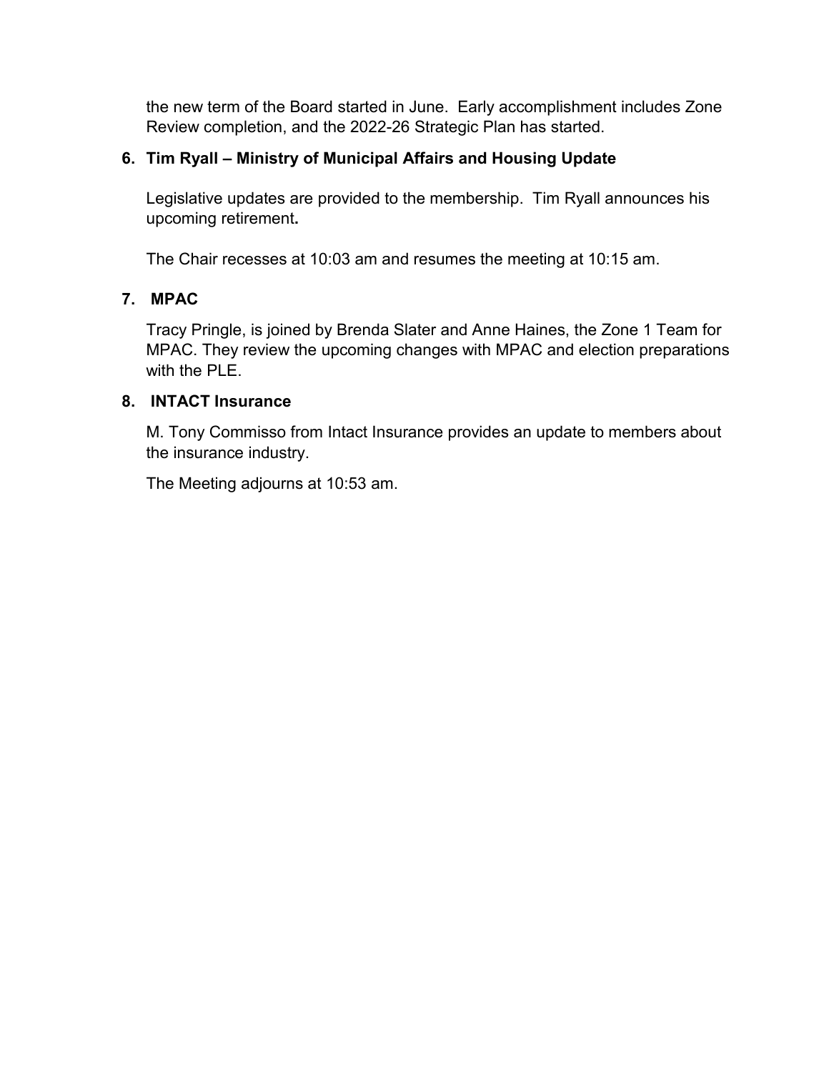the new term of the Board started in June. Early accomplishment includes Zone Review completion, and the 2022-26 Strategic Plan has started.

**6. Tim Ryall – Ministry of Municipal Affairs and Housing Update**

Legislative updates are provided to the membership. Tim Ryall announces his upcoming retirement**.**

The Chair recesses at 10:03 am and resumes the meeting at 10:15 am.

**7. MPAC**

Tracy Pringle, is joined by Brenda Slater and Anne Haines, the Zone 1 Team for MPAC. They review the upcoming changes with MPAC and election preparations with the PLE.

**8. INTACT Insurance**

M. Tony Commisso from Intact Insurance provides an update to members about the insurance industry.

The Meeting adjourns at 10:53 am.